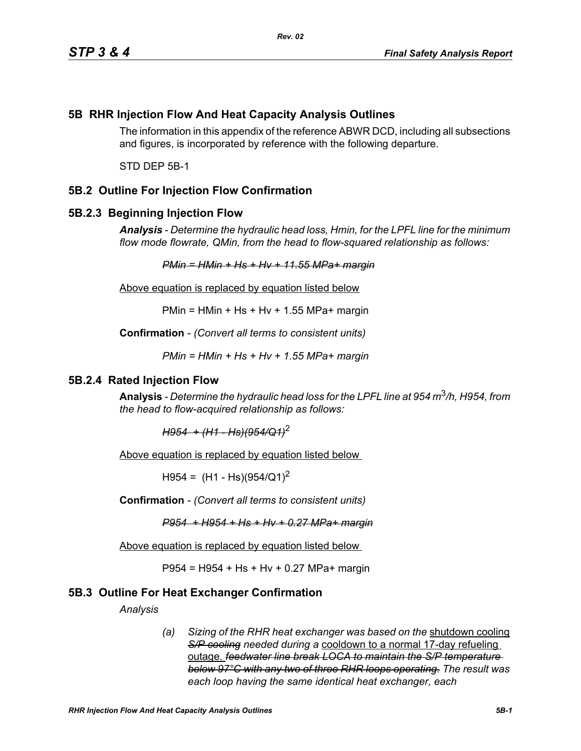# 5B RHR Injection Flow And Heat Capacity Analysis Outlines

The information in this appendix of the reference ABWR DCD, including all subsections and figures, is incorporated by reference with the following departure.

STD DEP 5B-1

## 5B.2 Outline For Injection Flow Confirmation

### 5B.2.3 Beginning Injection Flow

***Analysis*** *- Determine the hydraulic head loss, Hmin, for the LPFL line for the minimum flow mode flowrate, QMin, from the head to flow-squared relationship as follows:*

~~*PMin = HMin + Hs + Hv + 11.55 MPa+ margin*~~

Above equation is replaced by equation listed below

PMin = HMin + Hs + Hv + 1.55 MPa+ margin

**Confirmation** - *(Convert all terms to consistent units)*

*PMin = HMin + Hs + Hv + 1.55 MPa+ margin*

### 5B.2.4 Rated Injection Flow

**Analysis** - *Determine the hydraulic head loss for the LPFL line at 954 $m^3/h$, H954, from the head to flow-acquired relationship as follows:*

~~*H954 + (H1 - Hs)(954/Q1)*~~$^2$

Above equation is replaced by equation listed below

H954 = (H1 - Hs)(954/Q1)$^2$

**Confirmation** - *(Convert all terms to consistent units)*

~~*P954 + H954 + Hs + Hv + 0.27 MPa+ margin*~~

Above equation is replaced by equation listed below

P954 = H954 + Hs + Hv + 0.27 MPa+ margin

## 5B.3 Outline For Heat Exchanger Confirmation

*Analysis*

(a) *Sizing of the RHR heat exchanger was based on the* shutdown cooling ~~*S/P cooling*~~ *needed during a* cooldown to a normal 17-day refueling outage. ~~*feedwater line break LOCA to maintain the S/P temperature below 97°C with any two of three RHR loops operating.*~~ *The result was each loop having the same identical heat exchanger, each*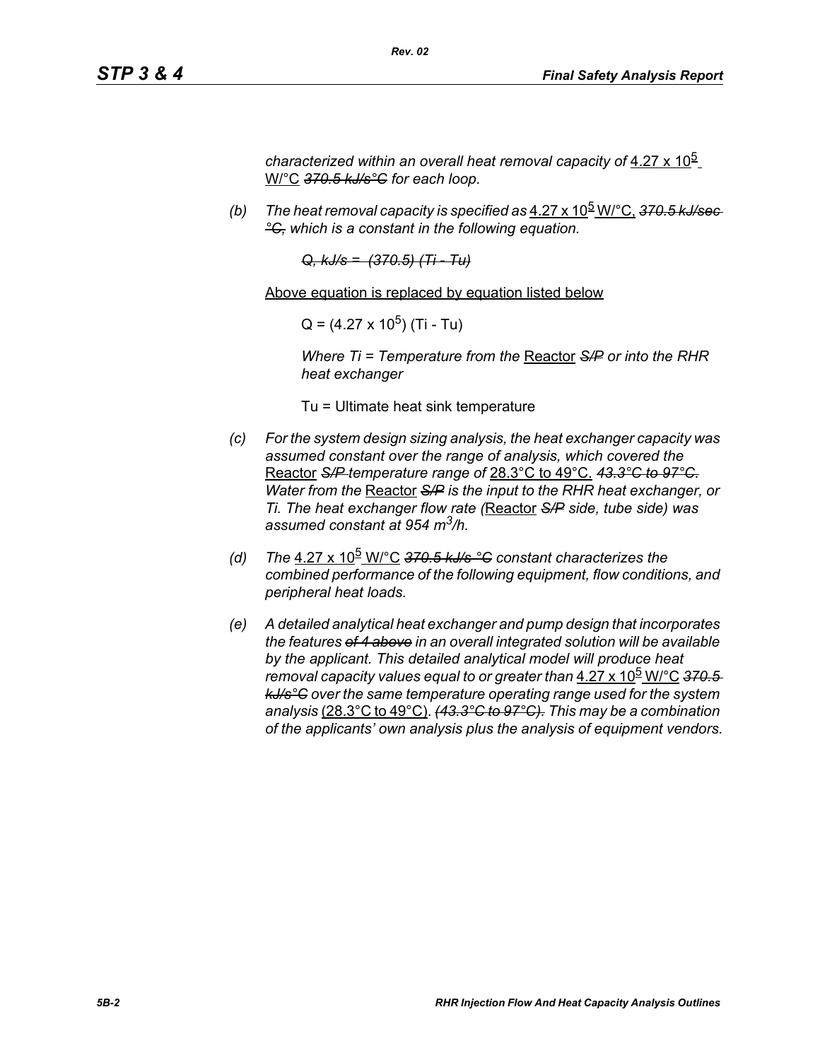*characterized within an overall heat removal capacity of* 4.27 x $10^5$ W/°C ~~*370.5 kJ/s°C*~~ *for each loop.*

*(b)* *The heat removal capacity is specified as* 4.27 x $10^5$ W/°C, ~~*370.5 kJ/sec °C,*~~ *which is a constant in the following equation.*

~~*Q, kJ/s = (370.5) (Ti - Tu)*~~

Above equation is replaced by equation listed below

$Q = (4.27 \times 10^5) (Ti - Tu)$

*Where Ti = Temperature from the* Reactor ~~*S/P*~~ *or into the RHR heat exchanger*

Tu = Ultimate heat sink temperature

*(c)* *For the system design sizing analysis, the heat exchanger capacity was assumed constant over the range of analysis, which covered the* Reactor ~~*S/P*~~ *temperature range of* 28.3°C to 49°C. ~~*43.3°C to 97°C.*~~ *Water from the* Reactor ~~*S/P*~~ *is the input to the RHR heat exchanger, or Ti. The heat exchanger flow rate (*Reactor ~~*S/P*~~ *side, tube side) was assumed constant at 954 $m^3$/h.*

*(d)* *The* 4.27 x $10^5$ W/°C ~~*370.5 kJ/s °C*~~ *constant characterizes the combined performance of the following equipment, flow conditions, and peripheral heat loads.*

*(e)* *A detailed analytical heat exchanger and pump design that incorporates the features* ~~*of 4 above*~~ *in an overall integrated solution will be available by the applicant. This detailed analytical model will produce heat removal capacity values equal to or greater than* 4.27 x $10^5$ W/°C ~~*370.5 kJ/s°C*~~ *over the same temperature operating range used for the system analysis* (28.3°C to 49°C). ~~*(43.3°C to 97°C).*~~ *This may be a combination of the applicants' own analysis plus the analysis of equipment vendors.*